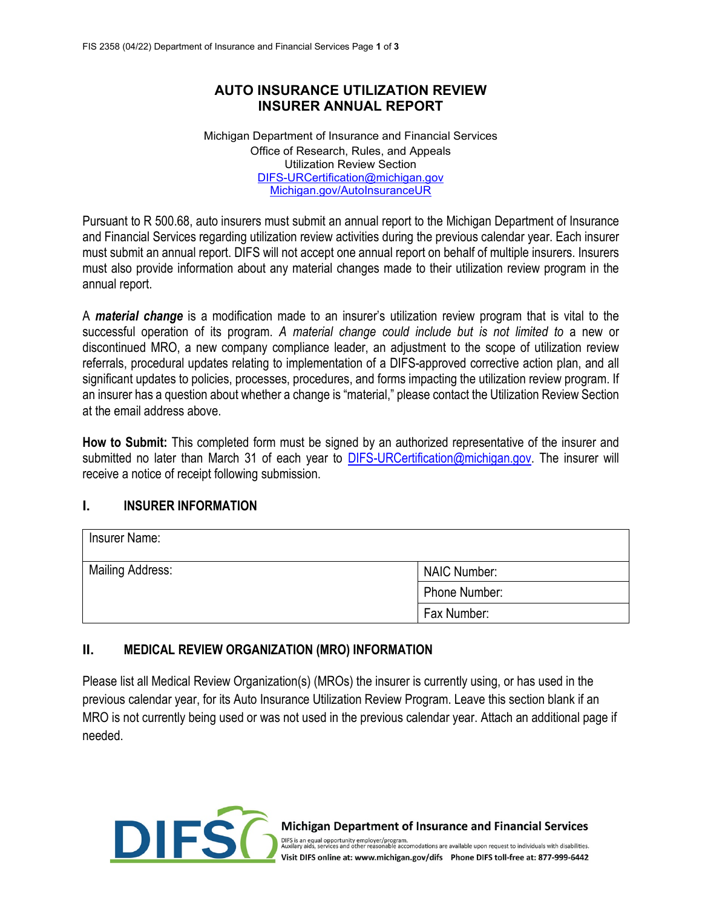# AUTO INSURANCE UTILIZATION REVIEW INSURER ANNUAL REPORT

Michigan Department of Insurance and Financial Services
Office of Research, Rules, and Appeals
Utilization Review Section
DIFS-URCertification@michigan.gov
Michigan.gov/AutoInsuranceUR

Pursuant to R 500.68, auto insurers must submit an annual report to the Michigan Department of Insurance and Financial Services regarding utilization review activities during the previous calendar year. Each insurer must submit an annual report. DIFS will not accept one annual report on behalf of multiple insurers. Insurers must also provide information about any material changes made to their utilization review program in the annual report.

A ***material change*** is a modification made to an insurer's utilization review program that is vital to the successful operation of its program. *A material change could include but is not limited to* a new or discontinued MRO, a new company compliance leader, an adjustment to the scope of utilization review referrals, procedural updates relating to implementation of a DIFS-approved corrective action plan, and all significant updates to policies, processes, procedures, and forms impacting the utilization review program. If an insurer has a question about whether a change is "material," please contact the Utilization Review Section at the email address above.

**How to Submit:** This completed form must be signed by an authorized representative of the insurer and submitted no later than March 31 of each year to DIFS-URCertification@michigan.gov. The insurer will receive a notice of receipt following submission.

## I. INSURER INFORMATION

| Insurer Name: | |
|---|---|
| Mailing Address: | NAIC Number: |
| | Phone Number: |
| | Fax Number: |

## II. MEDICAL REVIEW ORGANIZATION (MRO) INFORMATION

Please list all Medical Review Organization(s) (MROs) the insurer is currently using, or has used in the previous calendar year, for its Auto Insurance Utilization Review Program. Leave this section blank if an MRO is not currently being used or was not used in the previous calendar year. Attach an additional page if needed.

Michigan Department of Insurance and Financial Services
DIFS is an equal opportunity employer/program.
Auxilary aids, services and other reasonable accomodations are available upon request to individuals with disabilities.
Visit DIFS online at: www.michigan.gov/difs Phone DIFS toll-free at: 877-999-6442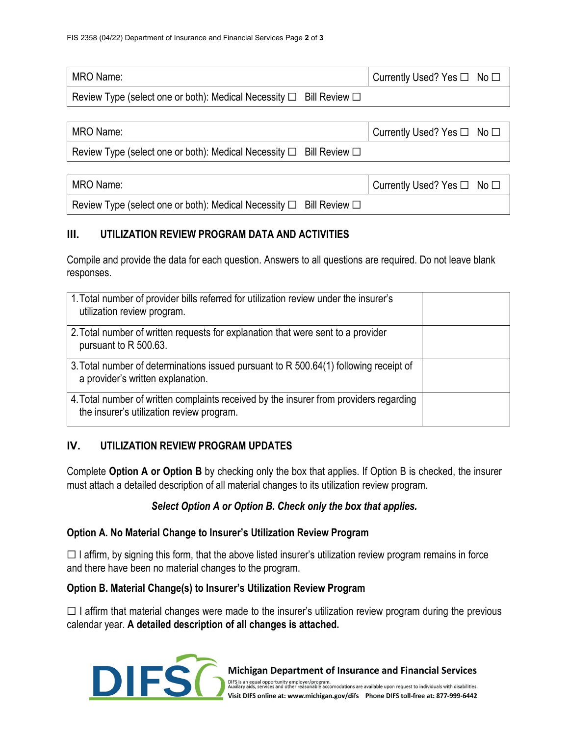| MRO Name: | Currently Used? Yes ☐ No ☐ |
|---|---|
| Review Type (select one or both): Medical Necessity ☐ Bill Review ☐ | |

| MRO Name: | Currently Used? Yes ☐ No ☐ |
|---|---|
| Review Type (select one or both): Medical Necessity ☐ Bill Review ☐ | |

| MRO Name: | Currently Used? Yes ☐ No ☐ |
|---|---|
| Review Type (select one or both): Medical Necessity ☐ Bill Review ☐ | |

## III. UTILIZATION REVIEW PROGRAM DATA AND ACTIVITIES

Compile and provide the data for each question. Answers to all questions are required. Do not leave blank responses.

| Question | Response |
|---|---|
| 1. Total number of provider bills referred for utilization review under the insurer's utilization review program. | |
| 2. Total number of written requests for explanation that were sent to a provider pursuant to R 500.63. | |
| 3. Total number of determinations issued pursuant to R 500.64(1) following receipt of a provider's written explanation. | |
| 4. Total number of written complaints received by the insurer from providers regarding the insurer's utilization review program. | |

## IV. UTILIZATION REVIEW PROGRAM UPDATES

Complete **Option A or Option B** by checking only the box that applies. If Option B is checked, the insurer must attach a detailed description of all material changes to its utilization review program.

***Select Option A or Option B. Check only the box that applies.***

### Option A. No Material Change to Insurer's Utilization Review Program

☐ I affirm, by signing this form, that the above listed insurer's utilization review program remains in force and there have been no material changes to the program.

### Option B. Material Change(s) to Insurer's Utilization Review Program

☐ I affirm that material changes were made to the insurer's utilization review program during the previous calendar year. **A detailed description of all changes is attached.**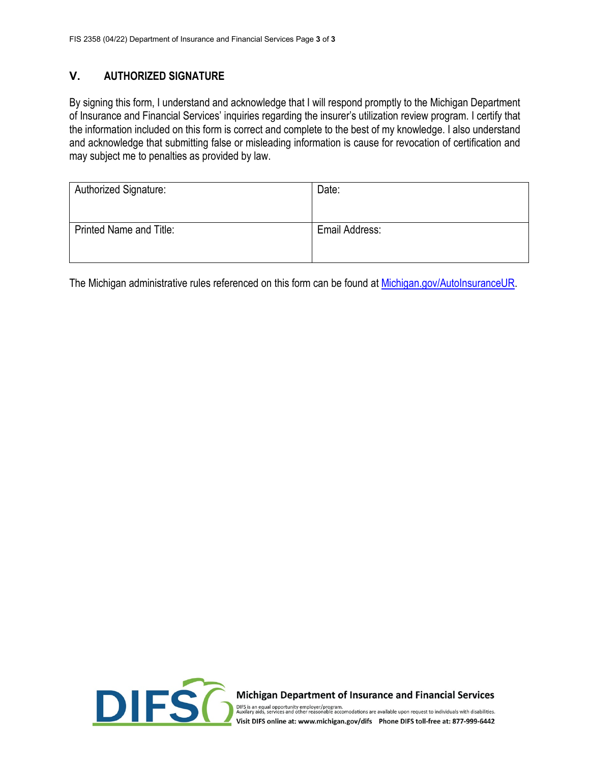## V. AUTHORIZED SIGNATURE

By signing this form, I understand and acknowledge that I will respond promptly to the Michigan Department of Insurance and Financial Services' inquiries regarding the insurer's utilization review program. I certify that the information included on this form is correct and complete to the best of my knowledge. I also understand and acknowledge that submitting false or misleading information is cause for revocation of certification and may subject me to penalties as provided by law.

| | |
|---|---|
| Authorized Signature: | Date: |
| Printed Name and Title: | Email Address: |

The Michigan administrative rules referenced on this form can be found at Michigan.gov/AutoInsuranceUR.

**Michigan Department of Insurance and Financial Services**

DIFS is an equal opportunity employer/program.
Auxilary aids, services and other reasonable accomodations are available upon request to individuals with disabilities.
**Visit DIFS online at: www.michigan.gov/difs Phone DIFS toll-free at: 877-999-6442**